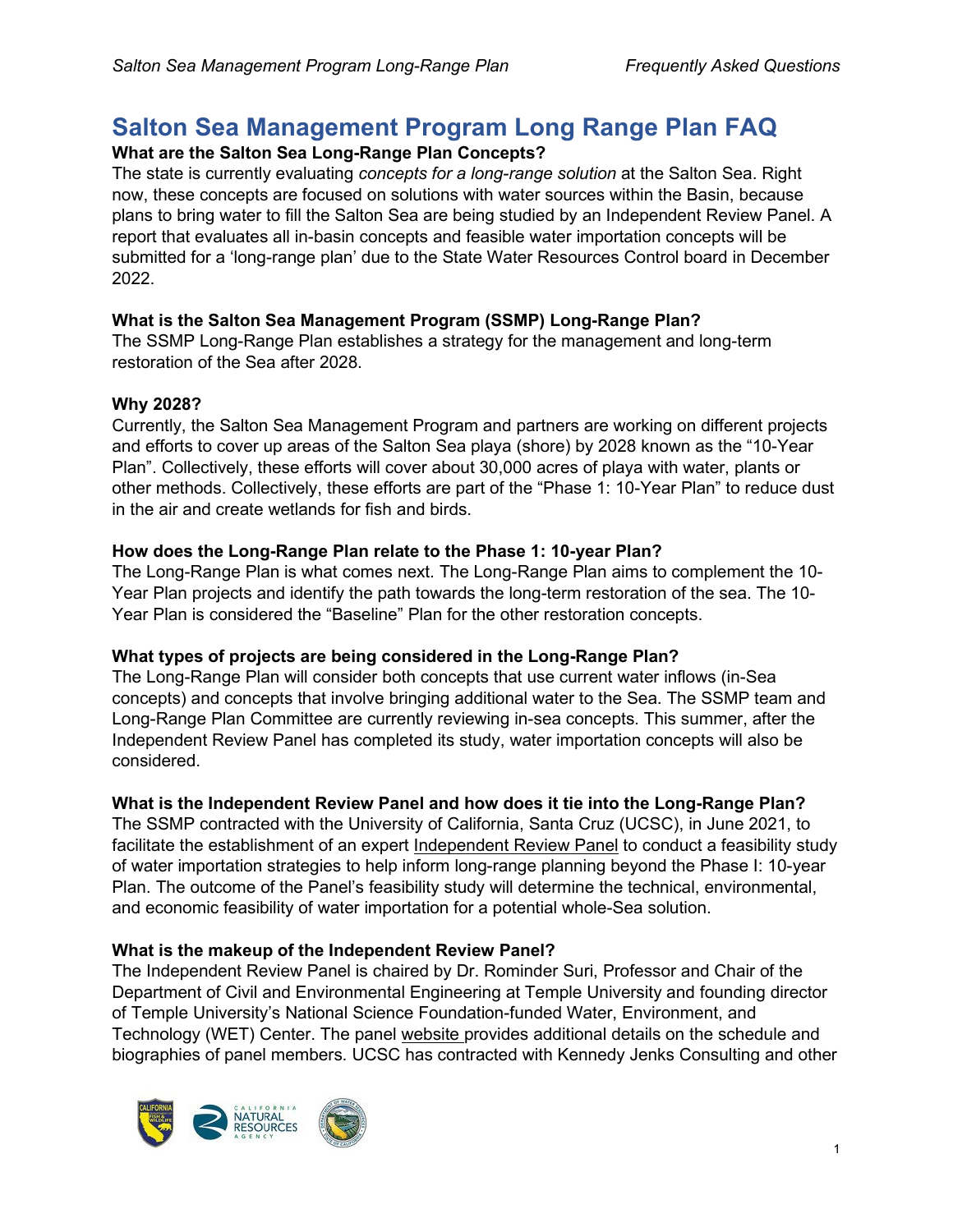# Salton Sea Management Program Long Range Plan FAQ

**What are the Salton Sea Long-Range Plan Concepts?**

The state is currently evaluating *concepts for a long-range solution* at the Salton Sea. Right now, these concepts are focused on solutions with water sources within the Basin, because plans to bring water to fill the Salton Sea are being studied by an Independent Review Panel. A report that evaluates all in-basin concepts and feasible water importation concepts will be submitted for a 'long-range plan' due to the State Water Resources Control board in December 2022.

**What is the Salton Sea Management Program (SSMP) Long-Range Plan?**

The SSMP Long-Range Plan establishes a strategy for the management and long-term restoration of the Sea after 2028.

**Why 2028?**

Currently, the Salton Sea Management Program and partners are working on different projects and efforts to cover up areas of the Salton Sea playa (shore) by 2028 known as the "10-Year Plan". Collectively, these efforts will cover about 30,000 acres of playa with water, plants or other methods. Collectively, these efforts are part of the "Phase 1: 10-Year Plan" to reduce dust in the air and create wetlands for fish and birds.

**How does the Long-Range Plan relate to the Phase 1: 10-year Plan?**

The Long-Range Plan is what comes next. The Long-Range Plan aims to complement the 10-Year Plan projects and identify the path towards the long-term restoration of the sea. The 10-Year Plan is considered the "Baseline" Plan for the other restoration concepts.

**What types of projects are being considered in the Long-Range Plan?**

The Long-Range Plan will consider both concepts that use current water inflows (in-Sea concepts) and concepts that involve bringing additional water to the Sea. The SSMP team and Long-Range Plan Committee are currently reviewing in-sea concepts. This summer, after the Independent Review Panel has completed its study, water importation concepts will also be considered.

**What is the Independent Review Panel and how does it tie into the Long-Range Plan?**

The SSMP contracted with the University of California, Santa Cruz (UCSC), in June 2021, to facilitate the establishment of an expert Independent Review Panel to conduct a feasibility study of water importation strategies to help inform long-range planning beyond the Phase I: 10-year Plan. The outcome of the Panel's feasibility study will determine the technical, environmental, and economic feasibility of water importation for a potential whole-Sea solution.

**What is the makeup of the Independent Review Panel?**

The Independent Review Panel is chaired by Dr. Rominder Suri, Professor and Chair of the Department of Civil and Environmental Engineering at Temple University and founding director of Temple University's National Science Foundation-funded Water, Environment, and Technology (WET) Center. The panel website provides additional details on the schedule and biographies of panel members. UCSC has contracted with Kennedy Jenks Consulting and other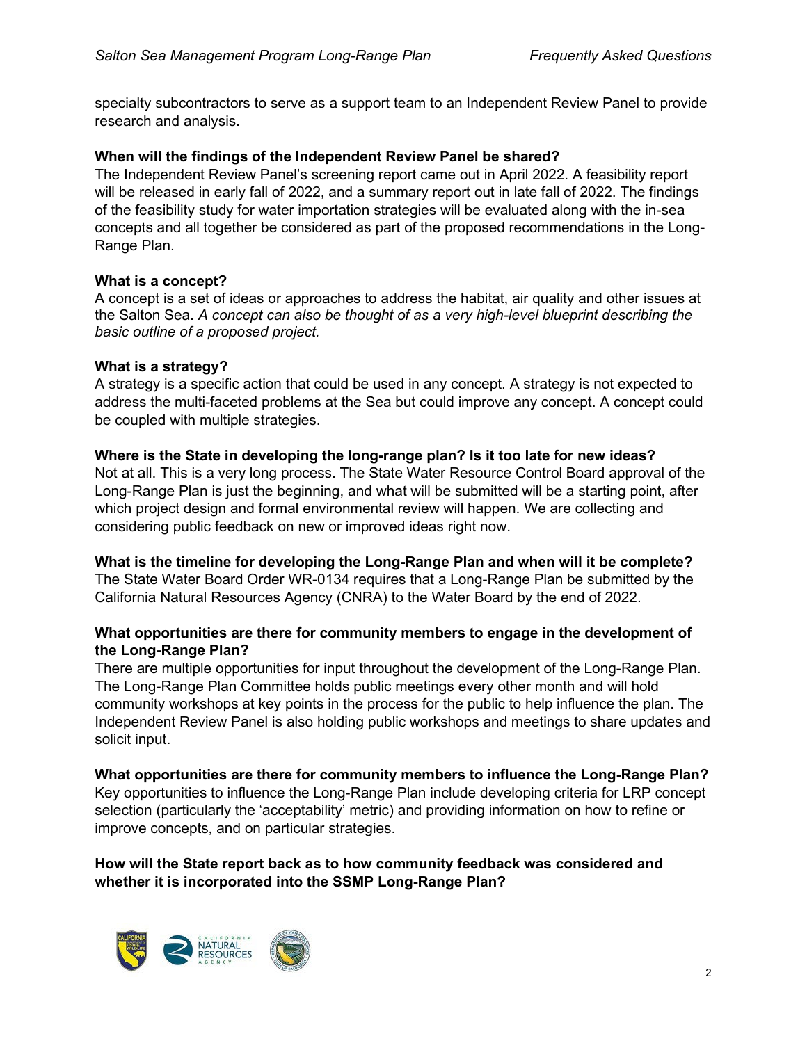specialty subcontractors to serve as a support team to an Independent Review Panel to provide research and analysis.

**When will the findings of the Independent Review Panel be shared?**

The Independent Review Panel's screening report came out in April 2022. A feasibility report will be released in early fall of 2022, and a summary report out in late fall of 2022. The findings of the feasibility study for water importation strategies will be evaluated along with the in-sea concepts and all together be considered as part of the proposed recommendations in the Long-Range Plan.

**What is a concept?**

A concept is a set of ideas or approaches to address the habitat, air quality and other issues at the Salton Sea. *A concept can also be thought of as a very high-level blueprint describing the basic outline of a proposed project.*

**What is a strategy?**

A strategy is a specific action that could be used in any concept. A strategy is not expected to address the multi-faceted problems at the Sea but could improve any concept. A concept could be coupled with multiple strategies.

**Where is the State in developing the long-range plan? Is it too late for new ideas?**

Not at all. This is a very long process. The State Water Resource Control Board approval of the Long-Range Plan is just the beginning, and what will be submitted will be a starting point, after which project design and formal environmental review will happen. We are collecting and considering public feedback on new or improved ideas right now.

**What is the timeline for developing the Long-Range Plan and when will it be complete?**

The State Water Board Order WR-0134 requires that a Long-Range Plan be submitted by the California Natural Resources Agency (CNRA) to the Water Board by the end of 2022.

**What opportunities are there for community members to engage in the development of the Long-Range Plan?**

There are multiple opportunities for input throughout the development of the Long-Range Plan. The Long-Range Plan Committee holds public meetings every other month and will hold community workshops at key points in the process for the public to help influence the plan. The Independent Review Panel is also holding public workshops and meetings to share updates and solicit input.

**What opportunities are there for community members to influence the Long-Range Plan?**

Key opportunities to influence the Long-Range Plan include developing criteria for LRP concept selection (particularly the 'acceptability' metric) and providing information on how to refine or improve concepts, and on particular strategies.

**How will the State report back as to how community feedback was considered and whether it is incorporated into the SSMP Long-Range Plan?**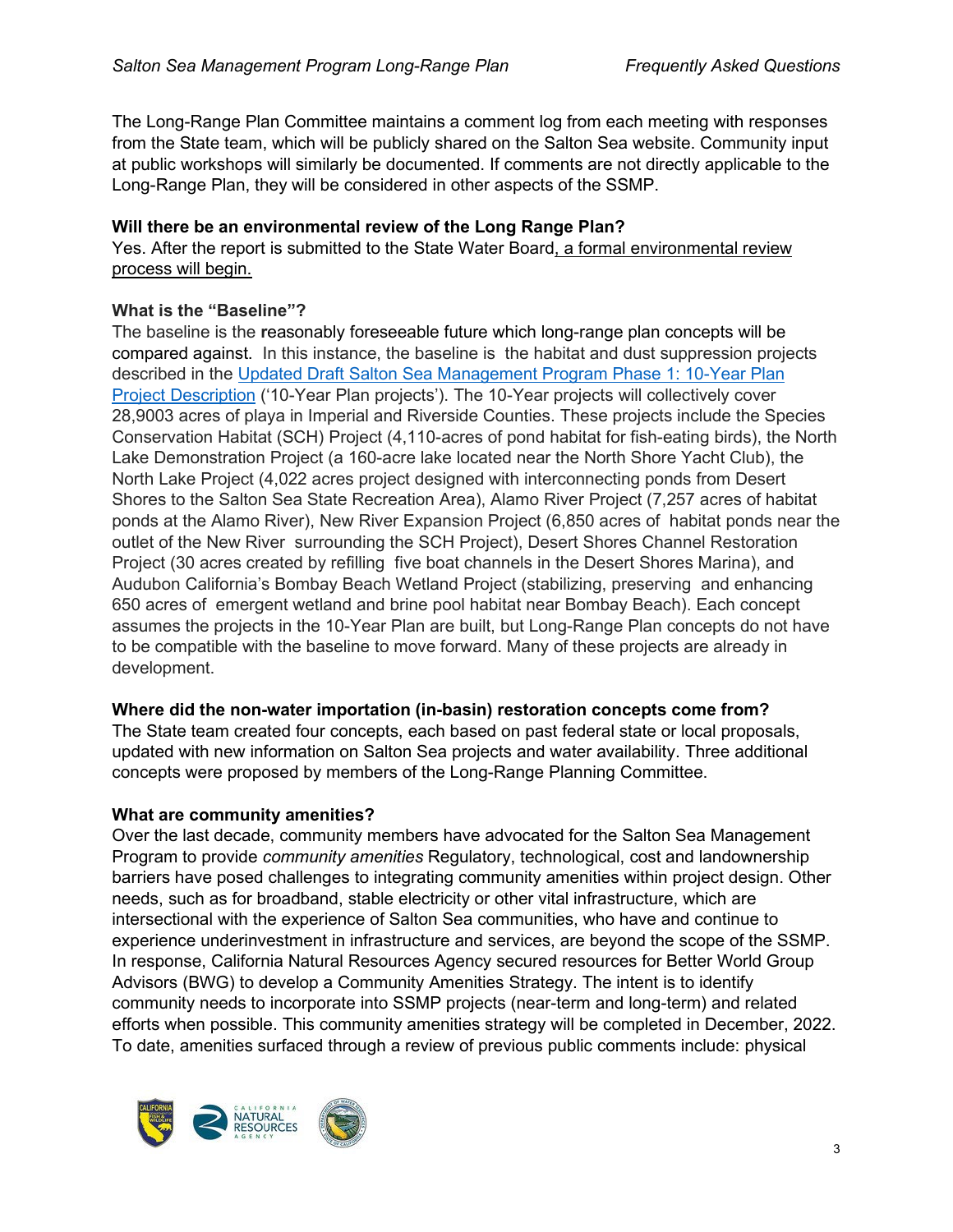The Long-Range Plan Committee maintains a comment log from each meeting with responses from the State team, which will be publicly shared on the Salton Sea website. Community input at public workshops will similarly be documented. If comments are not directly applicable to the Long-Range Plan, they will be considered in other aspects of the SSMP.

**Will there be an environmental review of the Long Range Plan?**
Yes. After the report is submitted to the State Water Board, a formal environmental review process will begin.

**What is the "Baseline"?**
The baseline is the reasonably foreseeable future which long-range plan concepts will be compared against. In this instance, the baseline is the habitat and dust suppression projects described in the Updated Draft Salton Sea Management Program Phase 1: 10-Year Plan Project Description ('10-Year Plan projects'). The 10-Year projects will collectively cover 28,9003 acres of playa in Imperial and Riverside Counties. These projects include the Species Conservation Habitat (SCH) Project (4,110-acres of pond habitat for fish-eating birds), the North Lake Demonstration Project (a 160-acre lake located near the North Shore Yacht Club), the North Lake Project (4,022 acres project designed with interconnecting ponds from Desert Shores to the Salton Sea State Recreation Area), Alamo River Project (7,257 acres of habitat ponds at the Alamo River), New River Expansion Project (6,850 acres of habitat ponds near the outlet of the New River surrounding the SCH Project), Desert Shores Channel Restoration Project (30 acres created by refilling five boat channels in the Desert Shores Marina), and Audubon California's Bombay Beach Wetland Project (stabilizing, preserving and enhancing 650 acres of emergent wetland and brine pool habitat near Bombay Beach). Each concept assumes the projects in the 10-Year Plan are built, but Long-Range Plan concepts do not have to be compatible with the baseline to move forward. Many of these projects are already in development.

**Where did the non-water importation (in-basin) restoration concepts come from?**
The State team created four concepts, each based on past federal state or local proposals, updated with new information on Salton Sea projects and water availability. Three additional concepts were proposed by members of the Long-Range Planning Committee.

**What are community amenities?**
Over the last decade, community members have advocated for the Salton Sea Management Program to provide *community amenities* Regulatory, technological, cost and landownership barriers have posed challenges to integrating community amenities within project design. Other needs, such as for broadband, stable electricity or other vital infrastructure, which are intersectional with the experience of Salton Sea communities, who have and continue to experience underinvestment in infrastructure and services, are beyond the scope of the SSMP. In response, California Natural Resources Agency secured resources for Better World Group Advisors (BWG) to develop a Community Amenities Strategy. The intent is to identify community needs to incorporate into SSMP projects (near-term and long-term) and related efforts when possible. This community amenities strategy will be completed in December, 2022. To date, amenities surfaced through a review of previous public comments include: physical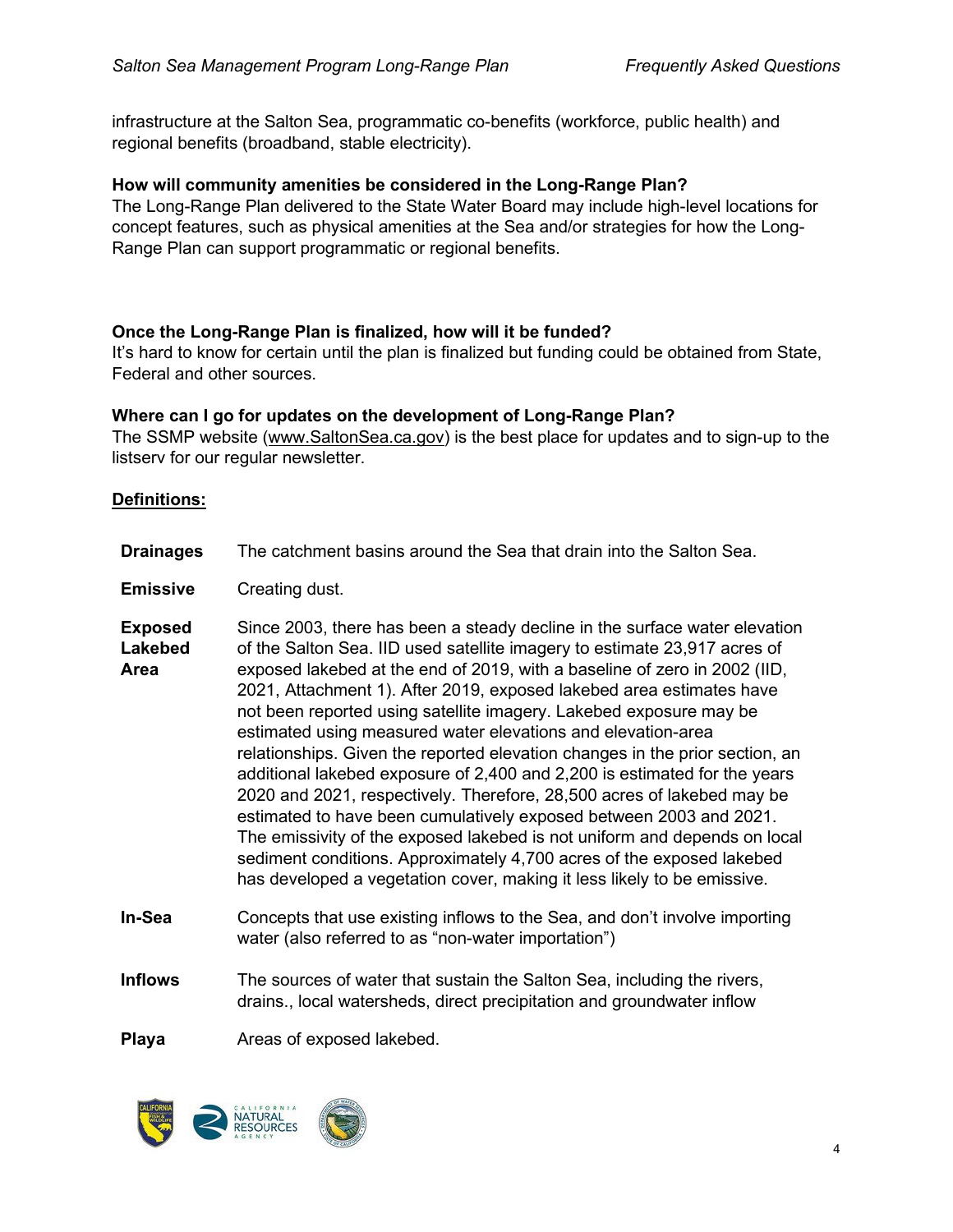infrastructure at the Salton Sea, programmatic co-benefits (workforce, public health) and regional benefits (broadband, stable electricity).

**How will community amenities be considered in the Long-Range Plan?**

The Long-Range Plan delivered to the State Water Board may include high-level locations for concept features, such as physical amenities at the Sea and/or strategies for how the Long-Range Plan can support programmatic or regional benefits.

**Once the Long-Range Plan is finalized, how will it be funded?**

It's hard to know for certain until the plan is finalized but funding could be obtained from State, Federal and other sources.

**Where can I go for updates on the development of Long-Range Plan?**

The SSMP website (www.SaltonSea.ca.gov) is the best place for updates and to sign-up to the listserv for our regular newsletter.

**Definitions:**

| | |
|---|---|
| **Drainages** | The catchment basins around the Sea that drain into the Salton Sea. |
| **Emissive** | Creating dust. |
| **Exposed Lakebed Area** | Since 2003, there has been a steady decline in the surface water elevation of the Salton Sea. IID used satellite imagery to estimate 23,917 acres of exposed lakebed at the end of 2019, with a baseline of zero in 2002 (IID, 2021, Attachment 1). After 2019, exposed lakebed area estimates have not been reported using satellite imagery. Lakebed exposure may be estimated using measured water elevations and elevation-area relationships. Given the reported elevation changes in the prior section, an additional lakebed exposure of 2,400 and 2,200 is estimated for the years 2020 and 2021, respectively. Therefore, 28,500 acres of lakebed may be estimated to have been cumulatively exposed between 2003 and 2021. The emissivity of the exposed lakebed is not uniform and depends on local sediment conditions. Approximately 4,700 acres of the exposed lakebed has developed a vegetation cover, making it less likely to be emissive. |
| **In-Sea** | Concepts that use existing inflows to the Sea, and don't involve importing water (also referred to as "non-water importation") |
| **Inflows** | The sources of water that sustain the Salton Sea, including the rivers, drains., local watersheds, direct precipitation and groundwater inflow |
| **Playa** | Areas of exposed lakebed. |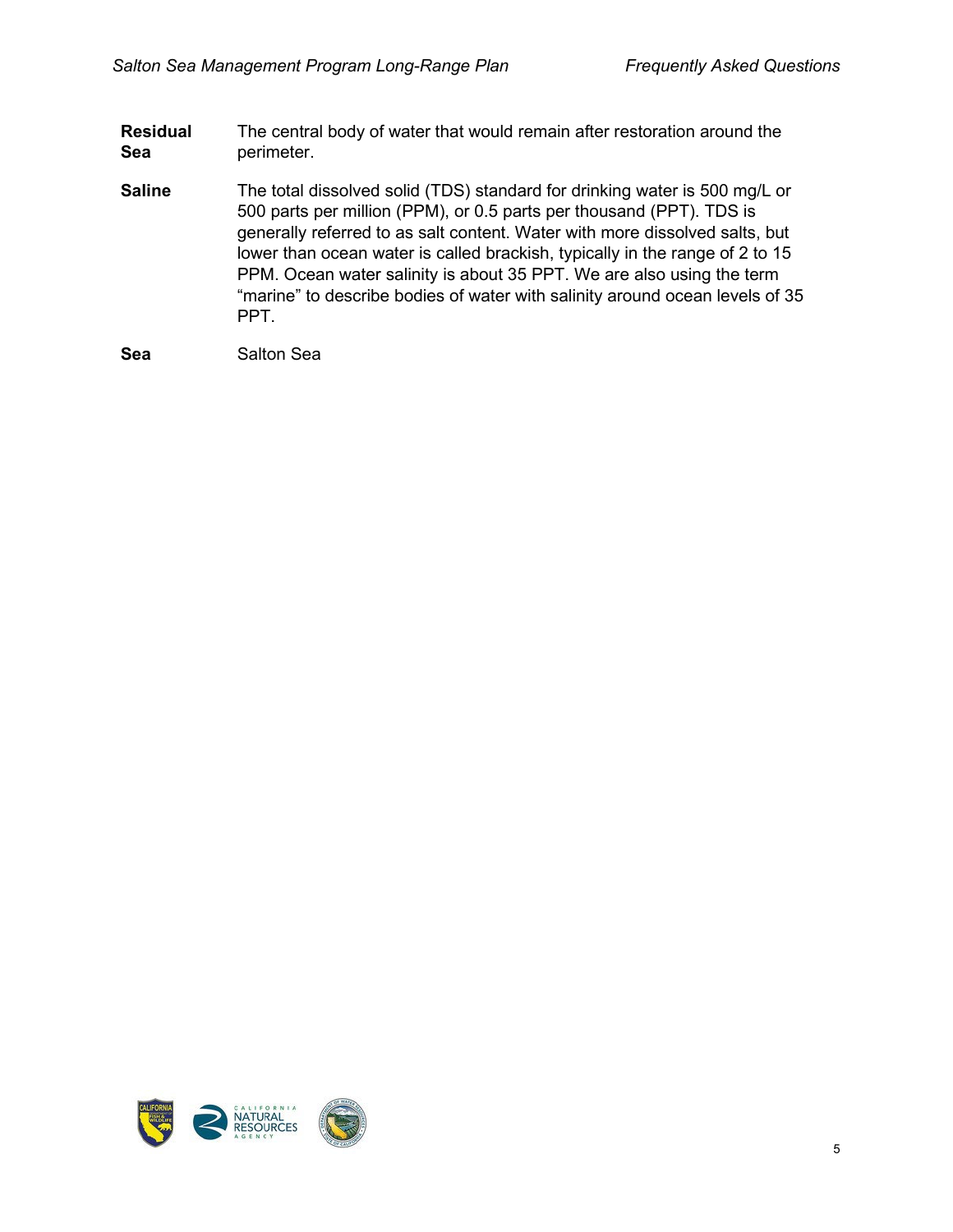**Residual Sea** The central body of water that would remain after restoration around the perimeter.

**Saline** The total dissolved solid (TDS) standard for drinking water is 500 mg/L or 500 parts per million (PPM), or 0.5 parts per thousand (PPT). TDS is generally referred to as salt content. Water with more dissolved salts, but lower than ocean water is called brackish, typically in the range of 2 to 15 PPM. Ocean water salinity is about 35 PPT. We are also using the term "marine" to describe bodies of water with salinity around ocean levels of 35 PPT.

**Sea** Salton Sea